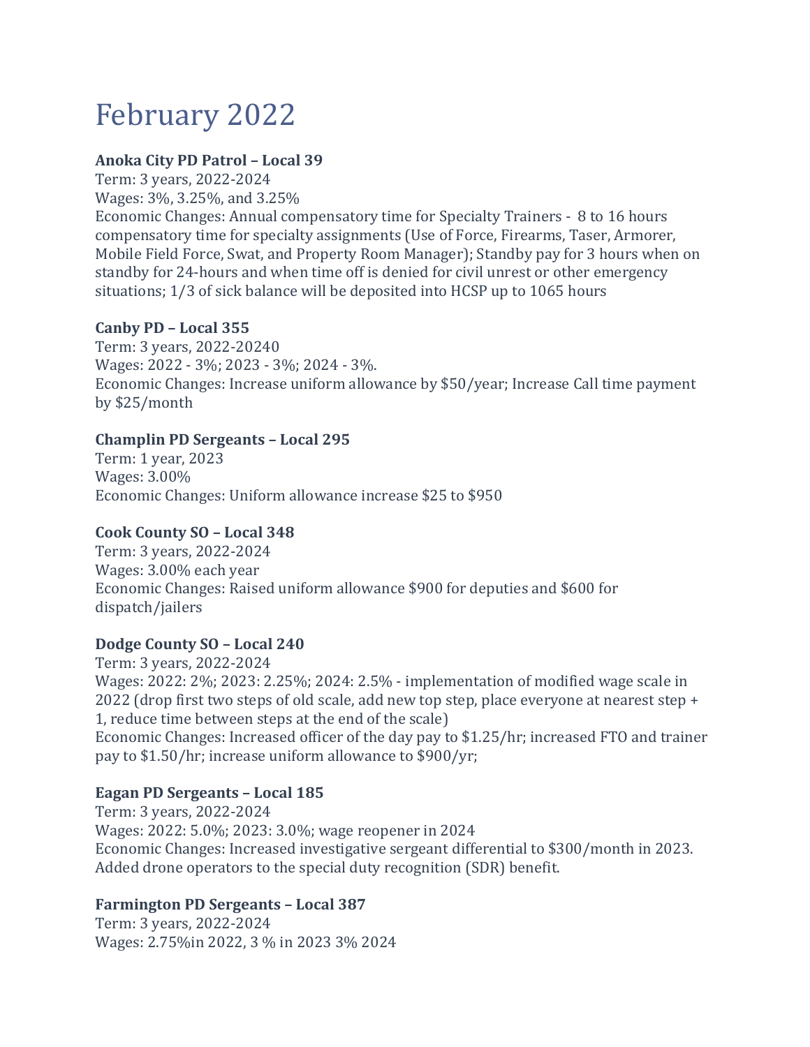# February 2022

**Anoka City PD Patrol – Local 39**
Term: 3 years, 2022-2024
Wages: 3%, 3.25%, and 3.25%
Economic Changes: Annual compensatory time for Specialty Trainers - 8 to 16 hours compensatory time for specialty assignments (Use of Force, Firearms, Taser, Armorer, Mobile Field Force, Swat, and Property Room Manager); Standby pay for 3 hours when on standby for 24-hours and when time off is denied for civil unrest or other emergency situations; 1/3 of sick balance will be deposited into HCSP up to 1065 hours

**Canby PD – Local 355**
Term: 3 years, 2022-20240
Wages: 2022 - 3%; 2023 - 3%; 2024 - 3%.
Economic Changes: Increase uniform allowance by $50/year; Increase Call time payment by $25/month

**Champlin PD Sergeants – Local 295**
Term: 1 year, 2023
Wages: 3.00%
Economic Changes: Uniform allowance increase $25 to $950

**Cook County SO – Local 348**
Term: 3 years, 2022-2024
Wages: 3.00% each year
Economic Changes: Raised uniform allowance $900 for deputies and $600 for dispatch/jailers

**Dodge County SO – Local 240**
Term: 3 years, 2022-2024
Wages: 2022: 2%; 2023: 2.25%; 2024: 2.5% - implementation of modified wage scale in 2022 (drop first two steps of old scale, add new top step, place everyone at nearest step + 1, reduce time between steps at the end of the scale)
Economic Changes: Increased officer of the day pay to $1.25/hr; increased FTO and trainer pay to $1.50/hr; increase uniform allowance to $900/yr;

**Eagan PD Sergeants – Local 185**
Term: 3 years, 2022-2024
Wages: 2022: 5.0%; 2023: 3.0%; wage reopener in 2024
Economic Changes: Increased investigative sergeant differential to $300/month in 2023. Added drone operators to the special duty recognition (SDR) benefit.

**Farmington PD Sergeants – Local 387**
Term: 3 years, 2022-2024
Wages: 2.75%in 2022, 3 % in 2023 3% 2024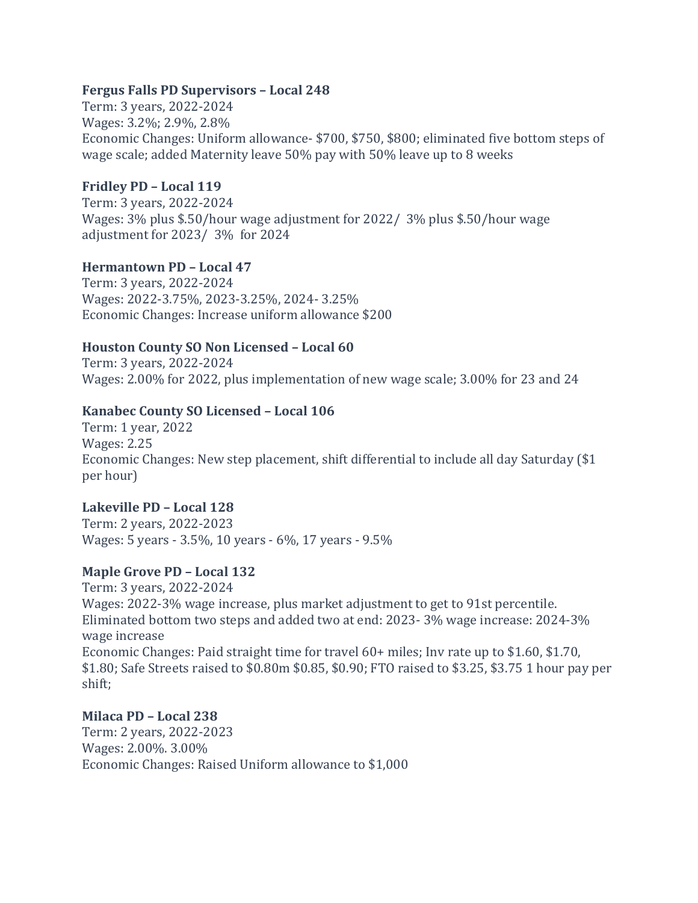**Fergus Falls PD Supervisors – Local 248**
Term: 3 years, 2022-2024
Wages: 3.2%; 2.9%, 2.8%
Economic Changes: Uniform allowance- $700, $750, $800; eliminated five bottom steps of wage scale; added Maternity leave 50% pay with 50% leave up to 8 weeks

**Fridley PD – Local 119**
Term: 3 years, 2022-2024
Wages: 3% plus $.50/hour wage adjustment for 2022/ 3% plus $.50/hour wage adjustment for 2023/ 3% for 2024

**Hermantown PD – Local 47**
Term: 3 years, 2022-2024
Wages: 2022-3.75%, 2023-3.25%, 2024- 3.25%
Economic Changes: Increase uniform allowance $200

**Houston County SO Non Licensed – Local 60**
Term: 3 years, 2022-2024
Wages: 2.00% for 2022, plus implementation of new wage scale; 3.00% for 23 and 24

**Kanabec County SO Licensed – Local 106**
Term: 1 year, 2022
Wages: 2.25
Economic Changes: New step placement, shift differential to include all day Saturday ($1 per hour)

**Lakeville PD – Local 128**
Term: 2 years, 2022-2023
Wages: 5 years - 3.5%, 10 years - 6%, 17 years - 9.5%

**Maple Grove PD – Local 132**
Term: 3 years, 2022-2024
Wages: 2022-3% wage increase, plus market adjustment to get to 91st percentile. Eliminated bottom two steps and added two at end: 2023- 3% wage increase: 2024-3% wage increase
Economic Changes: Paid straight time for travel 60+ miles; Inv rate up to $1.60, $1.70, $1.80; Safe Streets raised to $0.80m $0.85, $0.90; FTO raised to $3.25, $3.75 1 hour pay per shift;

**Milaca PD – Local 238**
Term: 2 years, 2022-2023
Wages: 2.00%. 3.00%
Economic Changes: Raised Uniform allowance to $1,000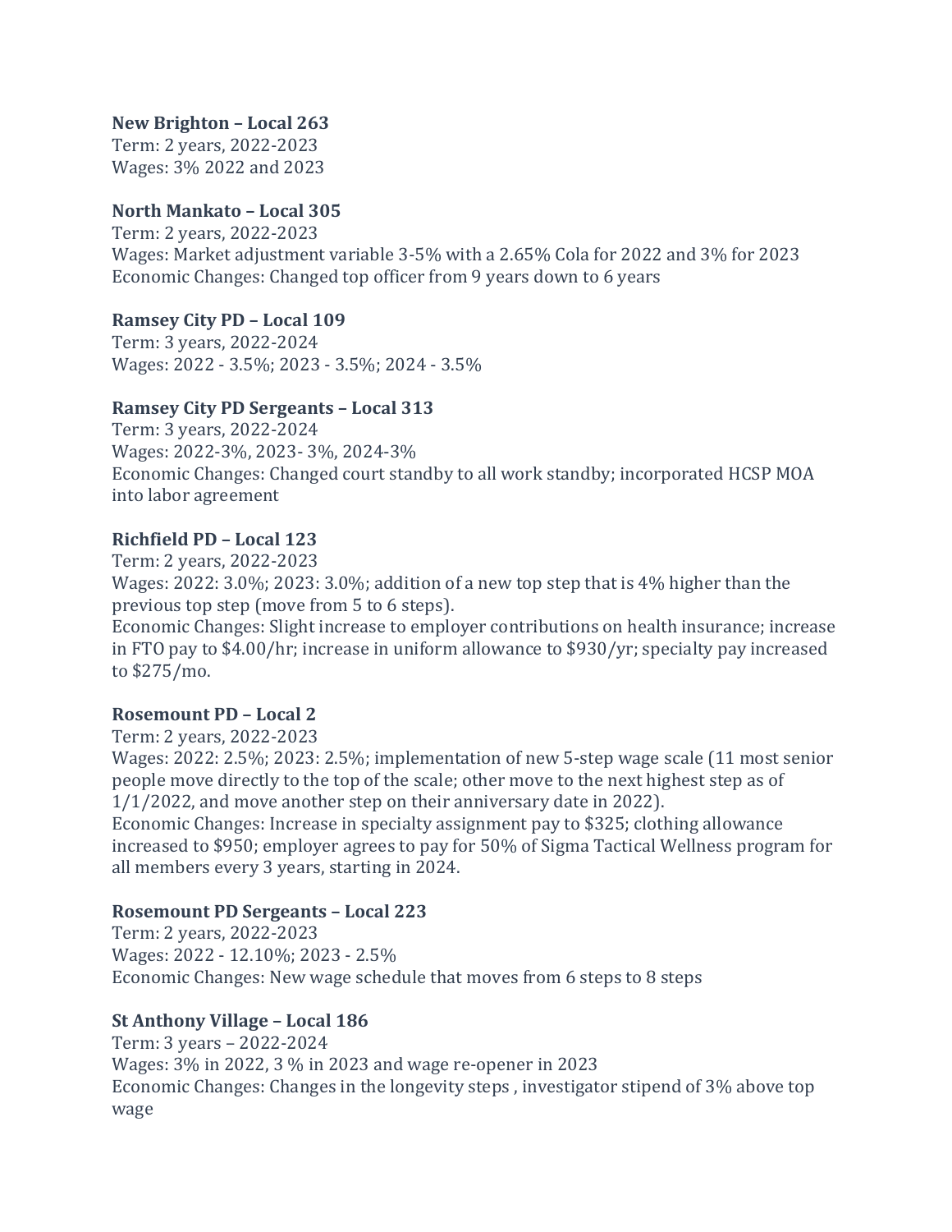**New Brighton – Local 263**
Term: 2 years, 2022-2023
Wages: 3% 2022 and 2023

**North Mankato – Local 305**
Term: 2 years, 2022-2023
Wages: Market adjustment variable 3-5% with a 2.65% Cola for 2022 and 3% for 2023
Economic Changes: Changed top officer from 9 years down to 6 years

**Ramsey City PD – Local 109**
Term: 3 years, 2022-2024
Wages: 2022 - 3.5%; 2023 - 3.5%; 2024 - 3.5%

**Ramsey City PD Sergeants – Local 313**
Term: 3 years, 2022-2024
Wages: 2022-3%, 2023- 3%, 2024-3%
Economic Changes: Changed court standby to all work standby; incorporated HCSP MOA into labor agreement

**Richfield PD – Local 123**
Term: 2 years, 2022-2023
Wages: 2022: 3.0%; 2023: 3.0%; addition of a new top step that is 4% higher than the previous top step (move from 5 to 6 steps).
Economic Changes: Slight increase to employer contributions on health insurance; increase in FTO pay to $4.00/hr; increase in uniform allowance to $930/yr; specialty pay increased to $275/mo.

**Rosemount PD – Local 2**
Term: 2 years, 2022-2023
Wages: 2022: 2.5%; 2023: 2.5%; implementation of new 5-step wage scale (11 most senior people move directly to the top of the scale; other move to the next highest step as of 1/1/2022, and move another step on their anniversary date in 2022).
Economic Changes: Increase in specialty assignment pay to $325; clothing allowance increased to $950; employer agrees to pay for 50% of Sigma Tactical Wellness program for all members every 3 years, starting in 2024.

**Rosemount PD Sergeants – Local 223**
Term: 2 years, 2022-2023
Wages: 2022 - 12.10%; 2023 - 2.5%
Economic Changes: New wage schedule that moves from 6 steps to 8 steps

**St Anthony Village – Local 186**
Term: 3 years – 2022-2024
Wages: 3% in 2022, 3 % in 2023 and wage re-opener in 2023
Economic Changes: Changes in the longevity steps , investigator stipend of 3% above top wage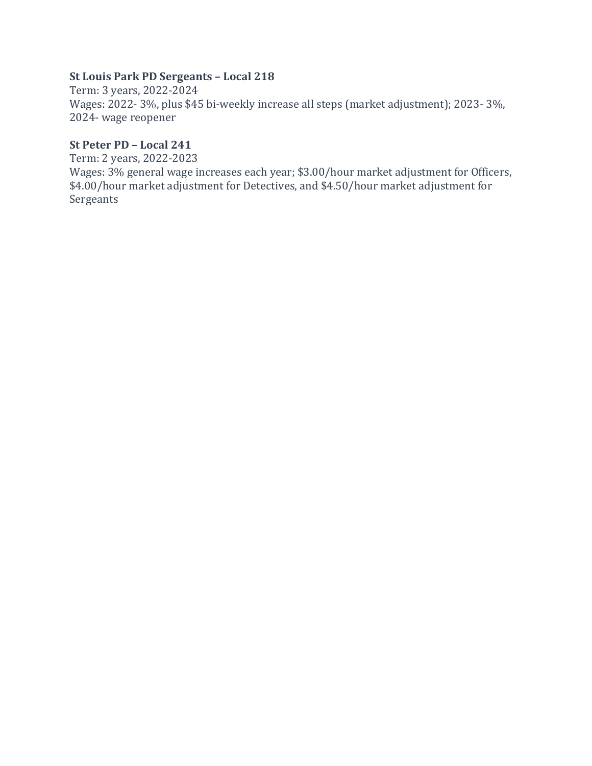**St Louis Park PD Sergeants – Local 218**
Term: 3 years, 2022-2024
Wages: 2022- 3%, plus $45 bi-weekly increase all steps (market adjustment); 2023- 3%, 2024- wage reopener

**St Peter PD – Local 241**
Term: 2 years, 2022-2023
Wages: 3% general wage increases each year; $3.00/hour market adjustment for Officers, $4.00/hour market adjustment for Detectives, and $4.50/hour market adjustment for Sergeants